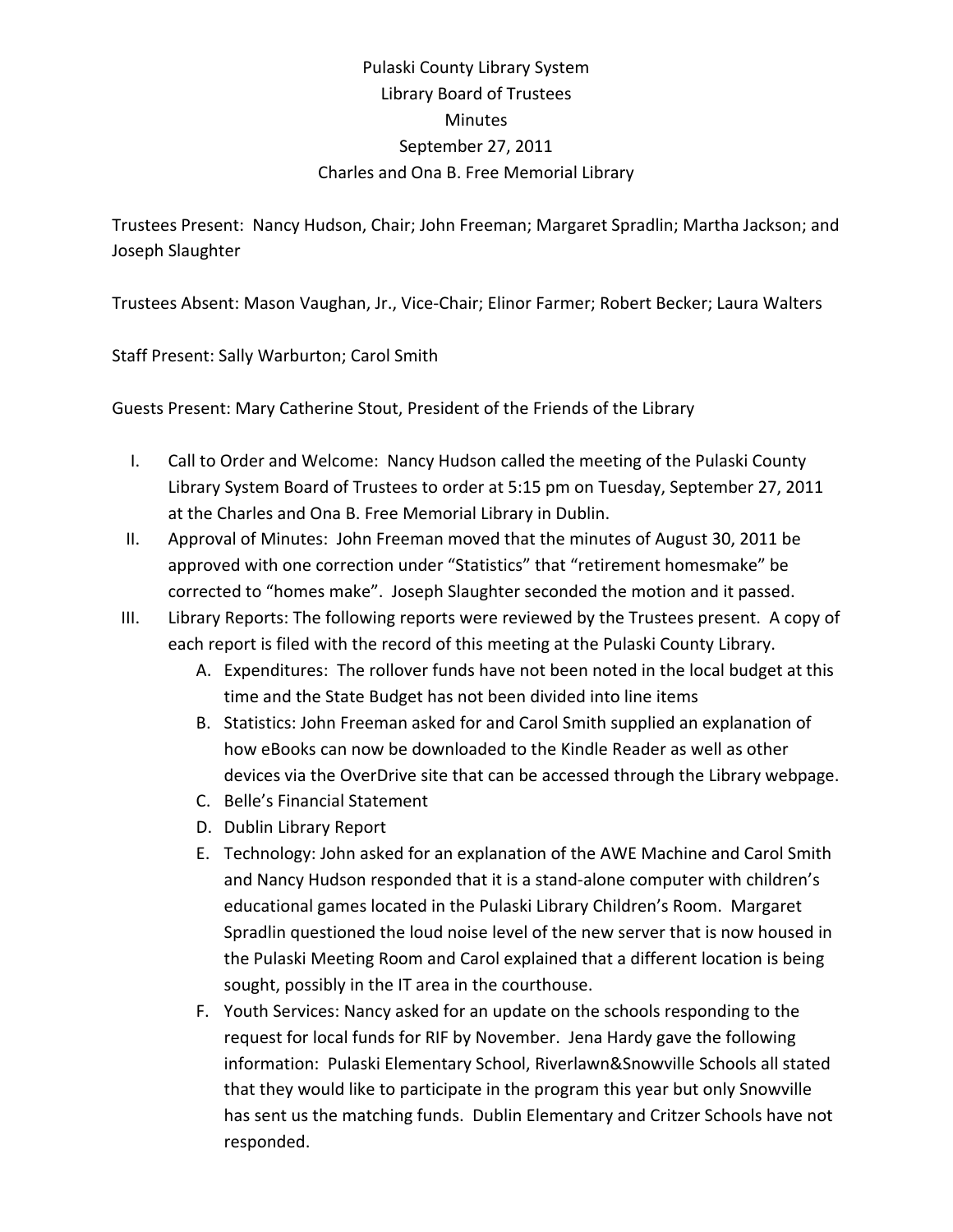Pulaski County Library System

Library Board of Trustees

Minutes

September 27, 2011

Charles and Ona B. Free Memorial Library

Trustees Present: Nancy Hudson, Chair; John Freeman; Margaret Spradlin; Martha Jackson; and Joseph Slaughter

Trustees Absent: Mason Vaughan, Jr., Vice-Chair; Elinor Farmer; Robert Becker; Laura Walters

Staff Present: Sally Warburton; Carol Smith

Guests Present: Mary Catherine Stout, President of the Friends of the Library

I. Call to Order and Welcome: Nancy Hudson called the meeting of the Pulaski County Library System Board of Trustees to order at 5:15 pm on Tuesday, September 27, 2011 at the Charles and Ona B. Free Memorial Library in Dublin.

II. Approval of Minutes: John Freeman moved that the minutes of August 30, 2011 be approved with one correction under "Statistics" that "retirement homesmake" be corrected to "homes make". Joseph Slaughter seconded the motion and it passed.

III. Library Reports: The following reports were reviewed by the Trustees present. A copy of each report is filed with the record of this meeting at the Pulaski County Library.

   A. Expenditures: The rollover funds have not been noted in the local budget at this time and the State Budget has not been divided into line items

   B. Statistics: John Freeman asked for and Carol Smith supplied an explanation of how eBooks can now be downloaded to the Kindle Reader as well as other devices via the OverDrive site that can be accessed through the Library webpage.

   C. Belle's Financial Statement

   D. Dublin Library Report

   E. Technology: John asked for an explanation of the AWE Machine and Carol Smith and Nancy Hudson responded that it is a stand-alone computer with children's educational games located in the Pulaski Library Children's Room. Margaret Spradlin questioned the loud noise level of the new server that is now housed in the Pulaski Meeting Room and Carol explained that a different location is being sought, possibly in the IT area in the courthouse.

   F. Youth Services: Nancy asked for an update on the schools responding to the request for local funds for RIF by November. Jena Hardy gave the following information: Pulaski Elementary School, Riverlawn&Snowville Schools all stated that they would like to participate in the program this year but only Snowville has sent us the matching funds. Dublin Elementary and Critzer Schools have not responded.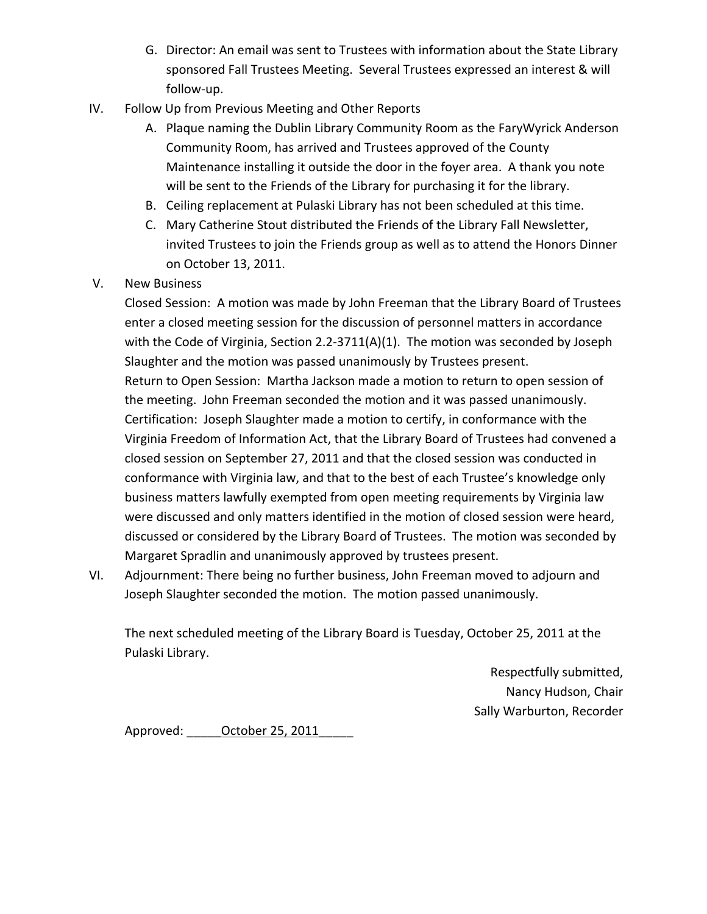G. Director: An email was sent to Trustees with information about the State Library sponsored Fall Trustees Meeting. Several Trustees expressed an interest & will follow-up.

IV. Follow Up from Previous Meeting and Other Reports

A. Plaque naming the Dublin Library Community Room as the FaryWyrick Anderson Community Room, has arrived and Trustees approved of the County Maintenance installing it outside the door in the foyer area. A thank you note will be sent to the Friends of the Library for purchasing it for the library.

B. Ceiling replacement at Pulaski Library has not been scheduled at this time.

C. Mary Catherine Stout distributed the Friends of the Library Fall Newsletter, invited Trustees to join the Friends group as well as to attend the Honors Dinner on October 13, 2011.

V. New Business

Closed Session: A motion was made by John Freeman that the Library Board of Trustees enter a closed meeting session for the discussion of personnel matters in accordance with the Code of Virginia, Section 2.2-3711(A)(1). The motion was seconded by Joseph Slaughter and the motion was passed unanimously by Trustees present.

Return to Open Session: Martha Jackson made a motion to return to open session of the meeting. John Freeman seconded the motion and it was passed unanimously.

Certification: Joseph Slaughter made a motion to certify, in conformance with the Virginia Freedom of Information Act, that the Library Board of Trustees had convened a closed session on September 27, 2011 and that the closed session was conducted in conformance with Virginia law, and that to the best of each Trustee's knowledge only business matters lawfully exempted from open meeting requirements by Virginia law were discussed and only matters identified in the motion of closed session were heard, discussed or considered by the Library Board of Trustees. The motion was seconded by Margaret Spradlin and unanimously approved by trustees present.

VI. Adjournment: There being no further business, John Freeman moved to adjourn and Joseph Slaughter seconded the motion. The motion passed unanimously.

The next scheduled meeting of the Library Board is Tuesday, October 25, 2011 at the Pulaski Library.

Respectfully submitted,
Nancy Hudson, Chair
Sally Warburton, Recorder

Approved: _____October 25, 2011_____